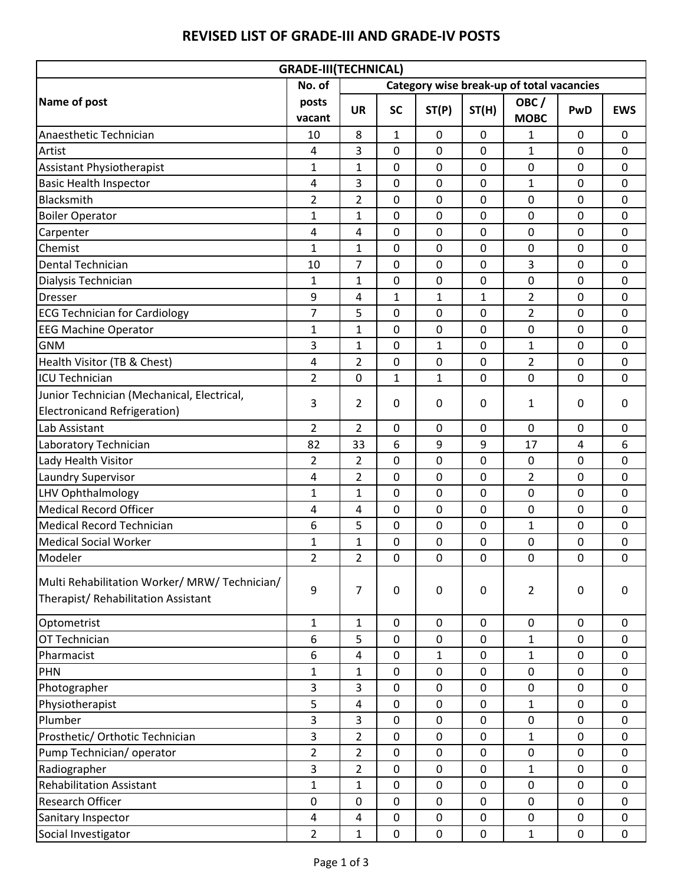# REVISED LIST OF GRADE-III AND GRADE-IV POSTS

| GRADE-III(TECHNICAL) | | | | | | | | |
|---|---|---|---|---|---|---|---|---|
| Name of post | No. of posts vacant | Category wise break-up of total vacancies | | | | | | |
| | | UR | SC | ST(P) | ST(H) | OBC / MOBC | PwD | EWS |
| Anaesthetic Technician | 10 | 8 | 1 | 0 | 0 | 1 | 0 | 0 |
| Artist | 4 | 3 | 0 | 0 | 0 | 1 | 0 | 0 |
| Assistant Physiotherapist | 1 | 1 | 0 | 0 | 0 | 0 | 0 | 0 |
| Basic Health Inspector | 4 | 3 | 0 | 0 | 0 | 1 | 0 | 0 |
| Blacksmith | 2 | 2 | 0 | 0 | 0 | 0 | 0 | 0 |
| Boiler Operator | 1 | 1 | 0 | 0 | 0 | 0 | 0 | 0 |
| Carpenter | 4 | 4 | 0 | 0 | 0 | 0 | 0 | 0 |
| Chemist | 1 | 1 | 0 | 0 | 0 | 0 | 0 | 0 |
| Dental Technician | 10 | 7 | 0 | 0 | 0 | 3 | 0 | 0 |
| Dialysis Technician | 1 | 1 | 0 | 0 | 0 | 0 | 0 | 0 |
| Dresser | 9 | 4 | 1 | 1 | 1 | 2 | 0 | 0 |
| ECG Technician for Cardiology | 7 | 5 | 0 | 0 | 0 | 2 | 0 | 0 |
| EEG Machine Operator | 1 | 1 | 0 | 0 | 0 | 0 | 0 | 0 |
| GNM | 3 | 1 | 0 | 1 | 0 | 1 | 0 | 0 |
| Health Visitor (TB & Chest) | 4 | 2 | 0 | 0 | 0 | 2 | 0 | 0 |
| ICU Technician | 2 | 0 | 1 | 1 | 0 | 0 | 0 | 0 |
| Junior Technician (Mechanical, Electrical, Electronicand Refrigeration) | 3 | 2 | 0 | 0 | 0 | 1 | 0 | 0 |
| Lab Assistant | 2 | 2 | 0 | 0 | 0 | 0 | 0 | 0 |
| Laboratory Technician | 82 | 33 | 6 | 9 | 9 | 17 | 4 | 6 |
| Lady Health Visitor | 2 | 2 | 0 | 0 | 0 | 0 | 0 | 0 |
| Laundry Supervisor | 4 | 2 | 0 | 0 | 0 | 2 | 0 | 0 |
| LHV Ophthalmology | 1 | 1 | 0 | 0 | 0 | 0 | 0 | 0 |
| Medical Record Officer | 4 | 4 | 0 | 0 | 0 | 0 | 0 | 0 |
| Medical Record Technician | 6 | 5 | 0 | 0 | 0 | 1 | 0 | 0 |
| Medical Social Worker | 1 | 1 | 0 | 0 | 0 | 0 | 0 | 0 |
| Modeler | 2 | 2 | 0 | 0 | 0 | 0 | 0 | 0 |
| Multi Rehabilitation Worker/ MRW/ Technician/ Therapist/ Rehabilitation Assistant | 9 | 7 | 0 | 0 | 0 | 2 | 0 | 0 |
| Optometrist | 1 | 1 | 0 | 0 | 0 | 0 | 0 | 0 |
| OT Technician | 6 | 5 | 0 | 0 | 0 | 1 | 0 | 0 |
| Pharmacist | 6 | 4 | 0 | 1 | 0 | 1 | 0 | 0 |
| PHN | 1 | 1 | 0 | 0 | 0 | 0 | 0 | 0 |
| Photographer | 3 | 3 | 0 | 0 | 0 | 0 | 0 | 0 |
| Physiotherapist | 5 | 4 | 0 | 0 | 0 | 1 | 0 | 0 |
| Plumber | 3 | 3 | 0 | 0 | 0 | 0 | 0 | 0 |
| Prosthetic/ Orthotic Technician | 3 | 2 | 0 | 0 | 0 | 1 | 0 | 0 |
| Pump Technician/ operator | 2 | 2 | 0 | 0 | 0 | 0 | 0 | 0 |
| Radiographer | 3 | 2 | 0 | 0 | 0 | 1 | 0 | 0 |
| Rehabilitation Assistant | 1 | 1 | 0 | 0 | 0 | 0 | 0 | 0 |
| Research Officer | 0 | 0 | 0 | 0 | 0 | 0 | 0 | 0 |
| Sanitary Inspector | 4 | 4 | 0 | 0 | 0 | 0 | 0 | 0 |
| Social Investigator | 2 | 1 | 0 | 0 | 0 | 1 | 0 | 0 |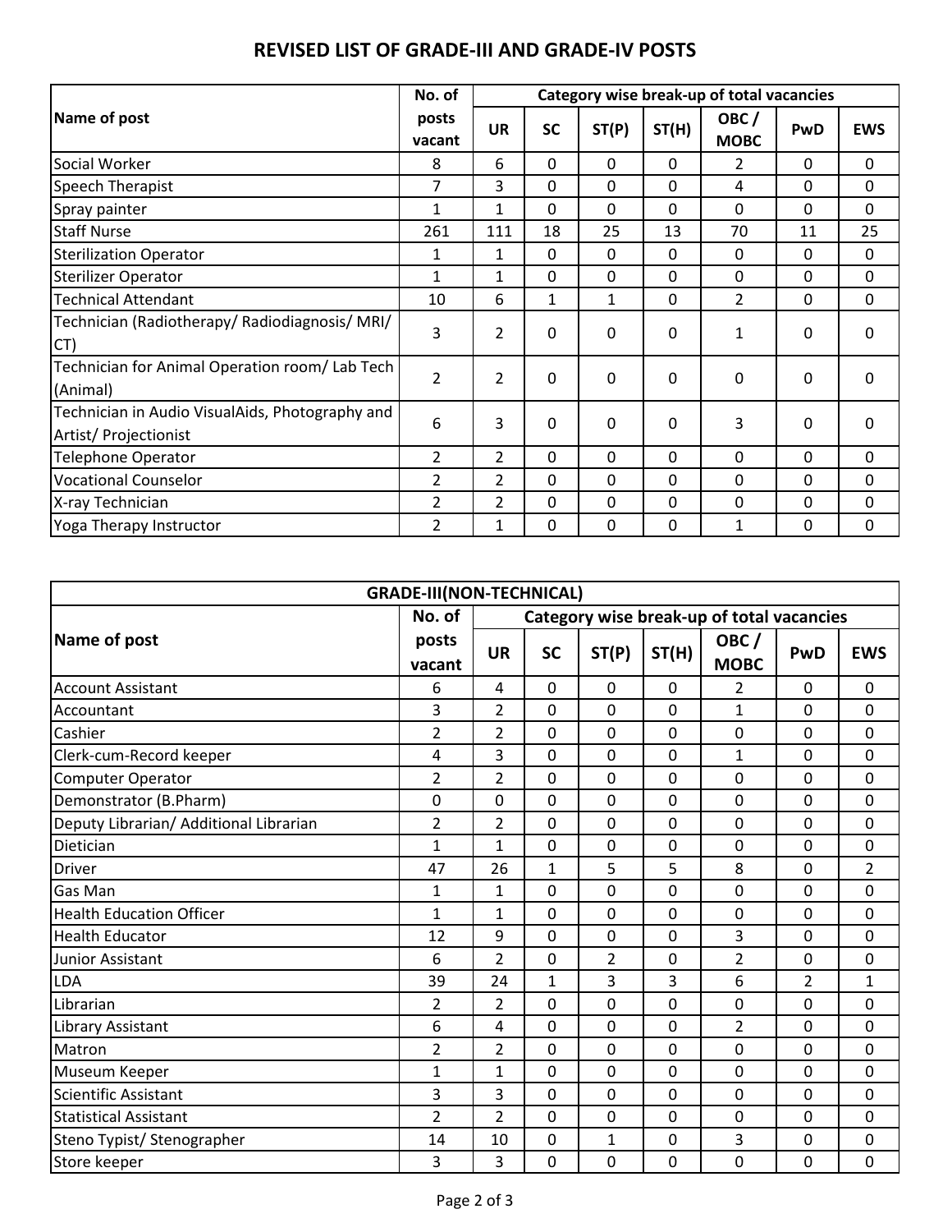# REVISED LIST OF GRADE-III AND GRADE-IV POSTS

| Name of post | No. of posts vacant | Category wise break-up of total vacancies | | | | | | |
|---|---|---|---|---|---|---|---|---|
| | | UR | SC | ST(P) | ST(H) | OBC / MOBC | PwD | EWS |
| Social Worker | 8 | 6 | 0 | 0 | 0 | 2 | 0 | 0 |
| Speech Therapist | 7 | 3 | 0 | 0 | 0 | 4 | 0 | 0 |
| Spray painter | 1 | 1 | 0 | 0 | 0 | 0 | 0 | 0 |
| Staff Nurse | 261 | 111 | 18 | 25 | 13 | 70 | 11 | 25 |
| Sterilization Operator | 1 | 1 | 0 | 0 | 0 | 0 | 0 | 0 |
| Sterilizer Operator | 1 | 1 | 0 | 0 | 0 | 0 | 0 | 0 |
| Technical Attendant | 10 | 6 | 1 | 1 | 0 | 2 | 0 | 0 |
| Technician (Radiotherapy/ Radiodiagnosis/ MRI/ CT) | 3 | 2 | 0 | 0 | 0 | 1 | 0 | 0 |
| Technician for Animal Operation room/ Lab Tech (Animal) | 2 | 2 | 0 | 0 | 0 | 0 | 0 | 0 |
| Technician in Audio VisualAids, Photography and Artist/ Projectionist | 6 | 3 | 0 | 0 | 0 | 3 | 0 | 0 |
| Telephone Operator | 2 | 2 | 0 | 0 | 0 | 0 | 0 | 0 |
| Vocational Counselor | 2 | 2 | 0 | 0 | 0 | 0 | 0 | 0 |
| X-ray Technician | 2 | 2 | 0 | 0 | 0 | 0 | 0 | 0 |
| Yoga Therapy Instructor | 2 | 1 | 0 | 0 | 0 | 1 | 0 | 0 |

| GRADE-III(NON-TECHNICAL) | | | | | | | | |
|---|---|---|---|---|---|---|---|---|
| Name of post | No. of posts vacant | Category wise break-up of total vacancies | | | | | | |
| | | UR | SC | ST(P) | ST(H) | OBC / MOBC | PwD | EWS |
| Account Assistant | 6 | 4 | 0 | 0 | 0 | 2 | 0 | 0 |
| Accountant | 3 | 2 | 0 | 0 | 0 | 1 | 0 | 0 |
| Cashier | 2 | 2 | 0 | 0 | 0 | 0 | 0 | 0 |
| Clerk-cum-Record keeper | 4 | 3 | 0 | 0 | 0 | 1 | 0 | 0 |
| Computer Operator | 2 | 2 | 0 | 0 | 0 | 0 | 0 | 0 |
| Demonstrator (B.Pharm) | 0 | 0 | 0 | 0 | 0 | 0 | 0 | 0 |
| Deputy Librarian/ Additional Librarian | 2 | 2 | 0 | 0 | 0 | 0 | 0 | 0 |
| Dietician | 1 | 1 | 0 | 0 | 0 | 0 | 0 | 0 |
| Driver | 47 | 26 | 1 | 5 | 5 | 8 | 0 | 2 |
| Gas Man | 1 | 1 | 0 | 0 | 0 | 0 | 0 | 0 |
| Health Education Officer | 1 | 1 | 0 | 0 | 0 | 0 | 0 | 0 |
| Health Educator | 12 | 9 | 0 | 0 | 0 | 3 | 0 | 0 |
| Junior Assistant | 6 | 2 | 0 | 2 | 0 | 2 | 0 | 0 |
| LDA | 39 | 24 | 1 | 3 | 3 | 6 | 2 | 1 |
| Librarian | 2 | 2 | 0 | 0 | 0 | 0 | 0 | 0 |
| Library Assistant | 6 | 4 | 0 | 0 | 0 | 2 | 0 | 0 |
| Matron | 2 | 2 | 0 | 0 | 0 | 0 | 0 | 0 |
| Museum Keeper | 1 | 1 | 0 | 0 | 0 | 0 | 0 | 0 |
| Scientific Assistant | 3 | 3 | 0 | 0 | 0 | 0 | 0 | 0 |
| Statistical Assistant | 2 | 2 | 0 | 0 | 0 | 0 | 0 | 0 |
| Steno Typist/ Stenographer | 14 | 10 | 0 | 1 | 0 | 3 | 0 | 0 |
| Store keeper | 3 | 3 | 0 | 0 | 0 | 0 | 0 | 0 |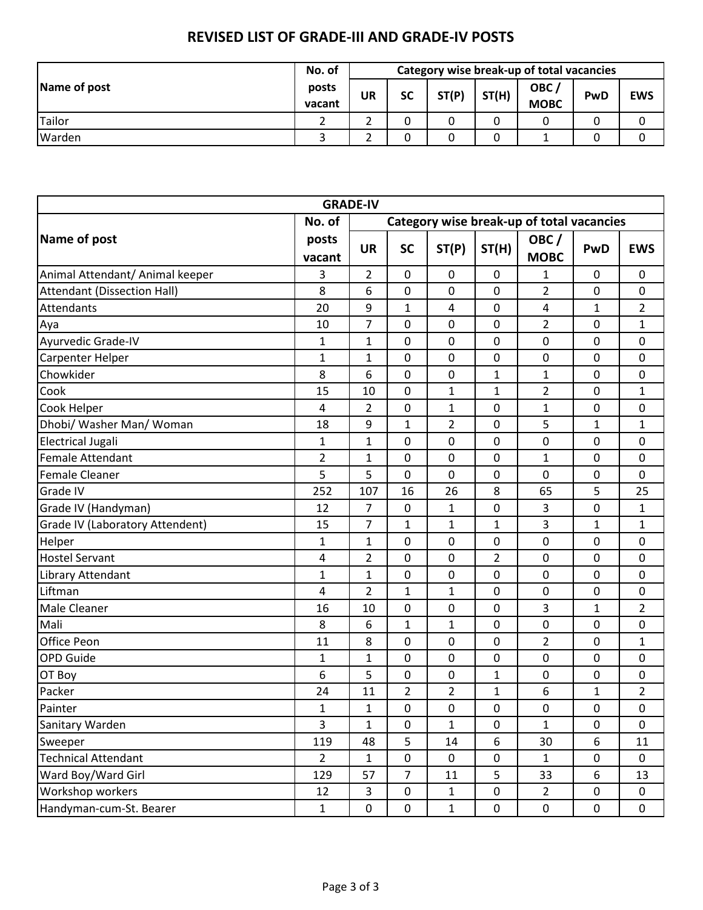## REVISED LIST OF GRADE-III AND GRADE-IV POSTS

| Name of post | No. of posts vacant | Category wise break-up of total vacancies | | | | | | |
|---|---|---|---|---|---|---|---|---|
| | | UR | SC | ST(P) | ST(H) | OBC / MOBC | PwD | EWS |
| Tailor | 2 | 2 | 0 | 0 | 0 | 0 | 0 | 0 |
| Warden | 3 | 2 | 0 | 0 | 0 | 1 | 0 | 0 |

| GRADE-IV | | | | | | | | |
|---|---|---|---|---|---|---|---|---|
| Name of post | No. of posts vacant | Category wise break-up of total vacancies | | | | | | |
| | | UR | SC | ST(P) | ST(H) | OBC / MOBC | PwD | EWS |
| Animal Attendant/ Animal keeper | 3 | 2 | 0 | 0 | 0 | 1 | 0 | 0 |
| Attendant (Dissection Hall) | 8 | 6 | 0 | 0 | 0 | 2 | 0 | 0 |
| Attendants | 20 | 9 | 1 | 4 | 0 | 4 | 1 | 2 |
| Aya | 10 | 7 | 0 | 0 | 0 | 2 | 0 | 1 |
| Ayurvedic Grade-IV | 1 | 1 | 0 | 0 | 0 | 0 | 0 | 0 |
| Carpenter Helper | 1 | 1 | 0 | 0 | 0 | 0 | 0 | 0 |
| Chowkider | 8 | 6 | 0 | 0 | 1 | 1 | 0 | 0 |
| Cook | 15 | 10 | 0 | 1 | 1 | 2 | 0 | 1 |
| Cook Helper | 4 | 2 | 0 | 1 | 0 | 1 | 0 | 0 |
| Dhobi/ Washer Man/ Woman | 18 | 9 | 1 | 2 | 0 | 5 | 1 | 1 |
| Electrical Jugali | 1 | 1 | 0 | 0 | 0 | 0 | 0 | 0 |
| Female Attendant | 2 | 1 | 0 | 0 | 0 | 1 | 0 | 0 |
| Female Cleaner | 5 | 5 | 0 | 0 | 0 | 0 | 0 | 0 |
| Grade IV | 252 | 107 | 16 | 26 | 8 | 65 | 5 | 25 |
| Grade IV (Handyman) | 12 | 7 | 0 | 1 | 0 | 3 | 0 | 1 |
| Grade IV (Laboratory Attendent) | 15 | 7 | 1 | 1 | 1 | 3 | 1 | 1 |
| Helper | 1 | 1 | 0 | 0 | 0 | 0 | 0 | 0 |
| Hostel Servant | 4 | 2 | 0 | 0 | 2 | 0 | 0 | 0 |
| Library Attendant | 1 | 1 | 0 | 0 | 0 | 0 | 0 | 0 |
| Liftman | 4 | 2 | 1 | 1 | 0 | 0 | 0 | 0 |
| Male Cleaner | 16 | 10 | 0 | 0 | 0 | 3 | 1 | 2 |
| Mali | 8 | 6 | 1 | 1 | 0 | 0 | 0 | 0 |
| Office Peon | 11 | 8 | 0 | 0 | 0 | 2 | 0 | 1 |
| OPD Guide | 1 | 1 | 0 | 0 | 0 | 0 | 0 | 0 |
| OT Boy | 6 | 5 | 0 | 0 | 1 | 0 | 0 | 0 |
| Packer | 24 | 11 | 2 | 2 | 1 | 6 | 1 | 2 |
| Painter | 1 | 1 | 0 | 0 | 0 | 0 | 0 | 0 |
| Sanitary Warden | 3 | 1 | 0 | 1 | 0 | 1 | 0 | 0 |
| Sweeper | 119 | 48 | 5 | 14 | 6 | 30 | 6 | 11 |
| Technical Attendant | 2 | 1 | 0 | 0 | 0 | 1 | 0 | 0 |
| Ward Boy/Ward Girl | 129 | 57 | 7 | 11 | 5 | 33 | 6 | 13 |
| Workshop workers | 12 | 3 | 0 | 1 | 0 | 2 | 0 | 0 |
| Handyman-cum-St. Bearer | 1 | 0 | 0 | 1 | 0 | 0 | 0 | 0 |